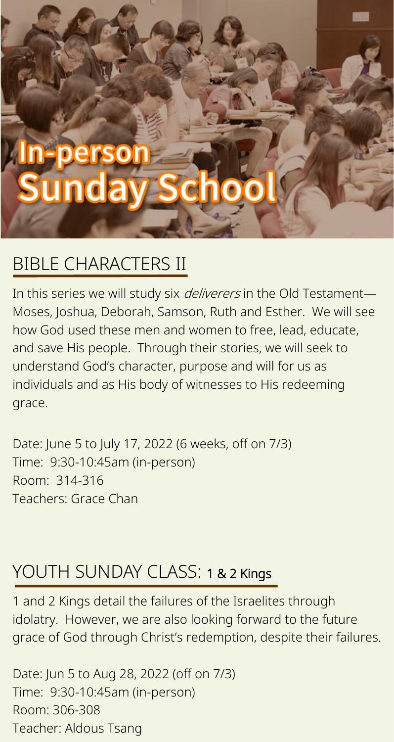# In-person Sunday School

## BIBLE CHARACTERS II

In this series we will study six *deliverers* in the Old Testament—Moses, Joshua, Deborah, Samson, Ruth and Esther. We will see how God used these men and women to free, lead, educate, and save His people. Through their stories, we will seek to understand God's character, purpose and will for us as individuals and as His body of witnesses to His redeeming grace.

Date: June 5 to July 17, 2022 (6 weeks, off on 7/3)
Time: 9:30-10:45am (in-person)
Room: 314-316
Teachers: Grace Chan

## YOUTH SUNDAY CLASS: 1 & 2 Kings

1 and 2 Kings detail the failures of the Israelites through idolatry. However, we are also looking forward to the future grace of God through Christ's redemption, despite their failures.

Date: Jun 5 to Aug 28, 2022 (off on 7/3)
Time: 9:30-10:45am (in-person)
Room: 306-308
Teacher: Aldous Tsang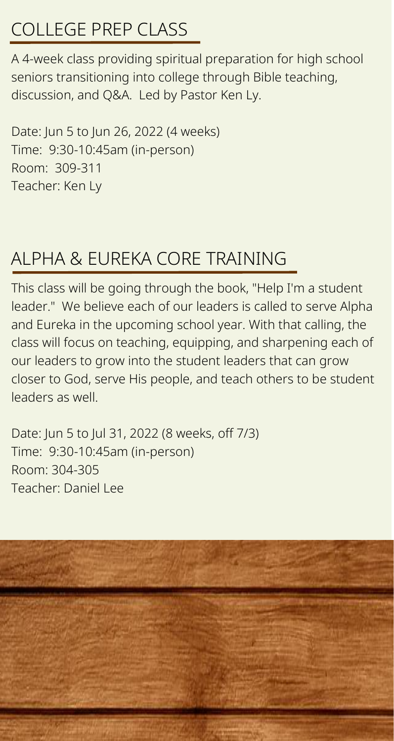## COLLEGE PREP CLASS

A 4-week class providing spiritual preparation for high school seniors transitioning into college through Bible teaching, discussion, and Q&A. Led by Pastor Ken Ly.

Date: Jun 5 to Jun 26, 2022 (4 weeks)
Time: 9:30-10:45am (in-person)
Room: 309-311
Teacher: Ken Ly

## ALPHA & EUREKA CORE TRAINING

This class will be going through the book, "Help I'm a student leader." We believe each of our leaders is called to serve Alpha and Eureka in the upcoming school year. With that calling, the class will focus on teaching, equipping, and sharpening each of our leaders to grow into the student leaders that can grow closer to God, serve His people, and teach others to be student leaders as well.

Date: Jun 5 to Jul 31, 2022 (8 weeks, off 7/3)
Time: 9:30-10:45am (in-person)
Room: 304-305
Teacher: Daniel Lee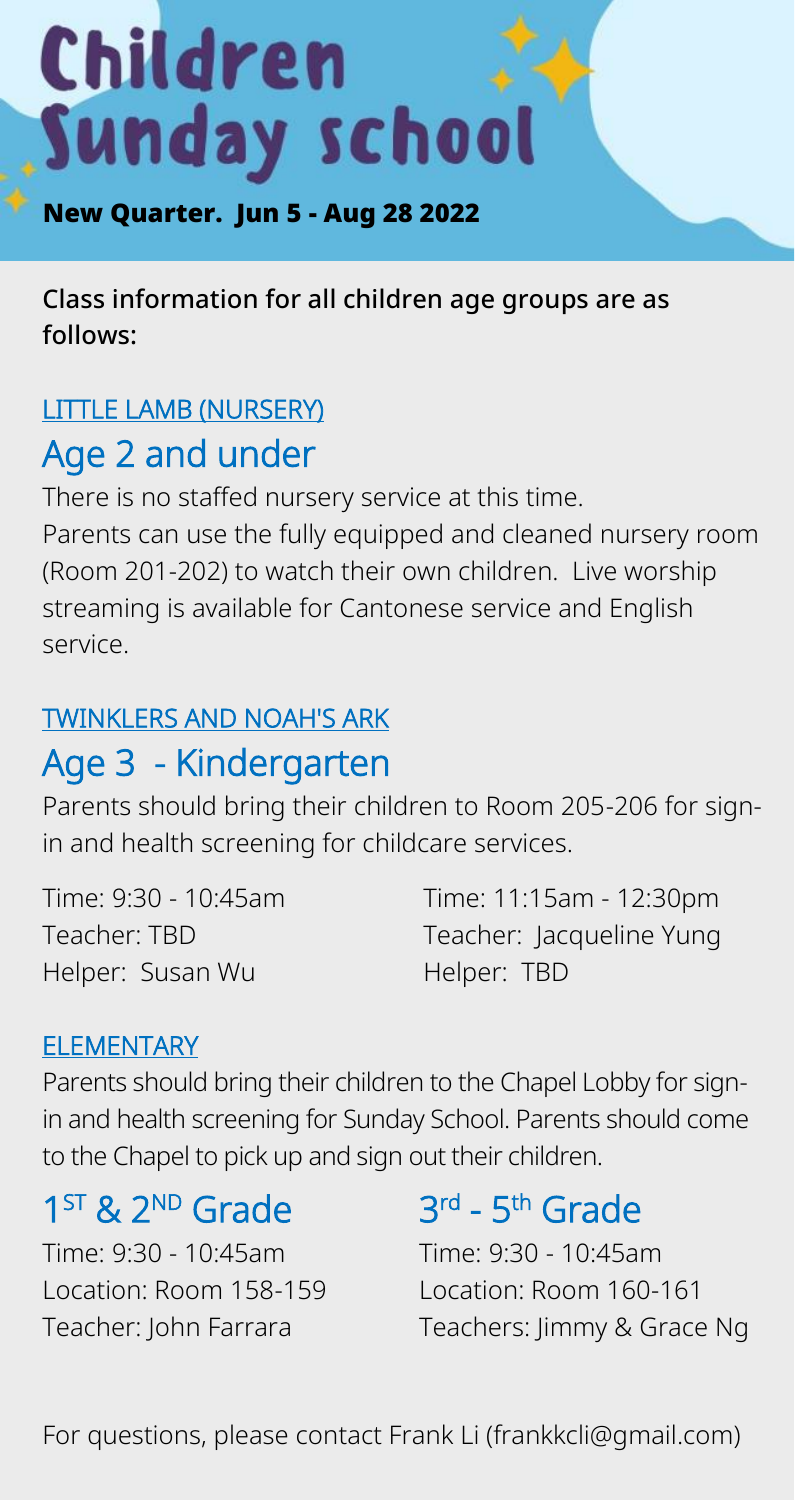# Children Sunday school

**New Quarter. Jun 5 - Aug 28 2022**

**Class information for all children age groups are as follows:**

### LITTLE LAMB (NURSERY)

## Age 2 and under

There is no staffed nursery service at this time.
Parents can use the fully equipped and cleaned nursery room (Room 201-202) to watch their own children. Live worship streaming is available for Cantonese service and English service.

### TWINKLERS AND NOAH'S ARK

## Age 3 - Kindergarten

Parents should bring their children to Room 205-206 for sign-in and health screening for childcare services.

Time: 9:30 - 10:45am
Teacher: TBD
Helper: Susan Wu

Time: 11:15am - 12:30pm
Teacher: Jacqueline Yung
Helper: TBD

### ELEMENTARY

Parents should bring their children to the Chapel Lobby for sign-in and health screening for Sunday School. Parents should come to the Chapel to pick up and sign out their children.

## 1ST & 2ND Grade

Time: 9:30 - 10:45am
Location: Room 158-159
Teacher: John Farrara

## 3rd - 5th Grade

Time: 9:30 - 10:45am
Location: Room 160-161
Teachers: Jimmy & Grace Ng

For questions, please contact Frank Li (frankkcli@gmail.com)